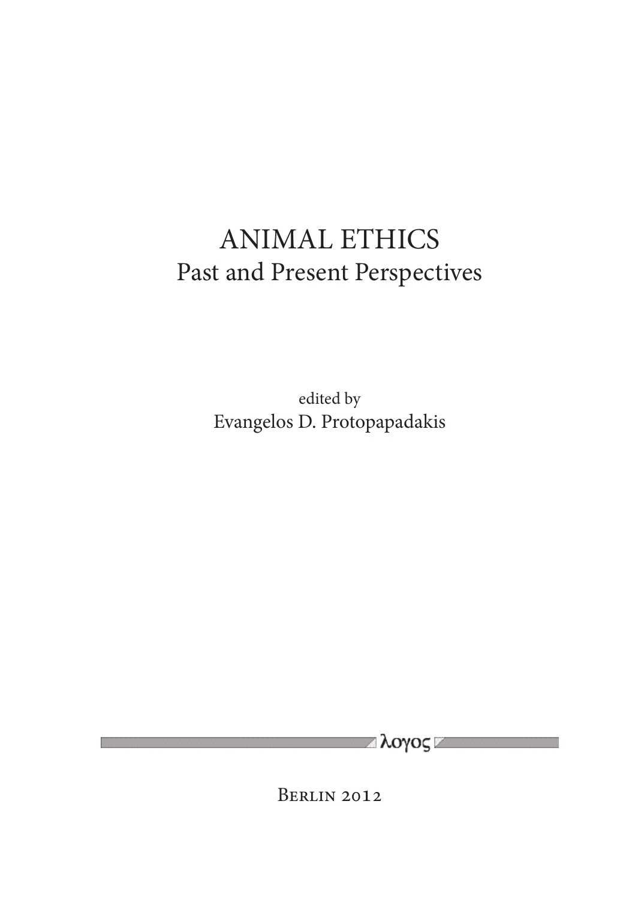# ANIMAL ETHICS

## Past and Present Perspectives

edited by

Evangelos D. Protopapadakis

λογος

Berlin 2012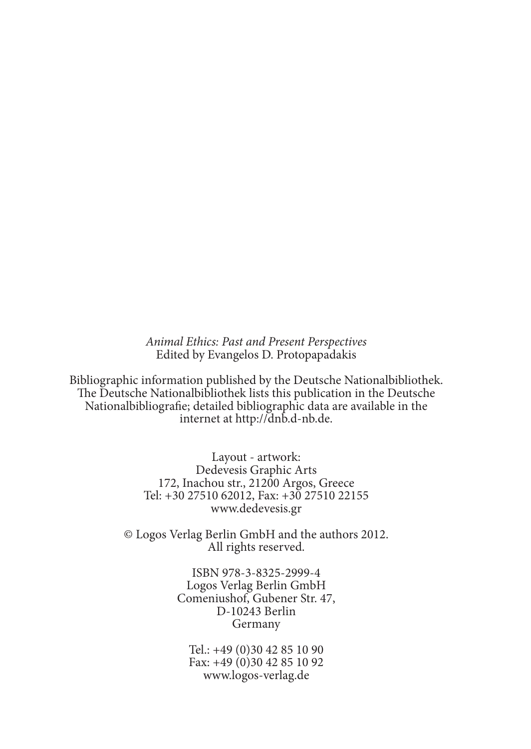*Animal Ethics: Past and Present Perspectives*
Edited by Evangelos D. Protopapadakis

Bibliographic information published by the Deutsche Nationalbibliothek. The Deutsche Nationalbibliothek lists this publication in the Deutsche Nationalbibliografie; detailed bibliographic data are available in the internet at http://dnb.d-nb.de.

Layout - artwork:
Dedevesis Graphic Arts
172, Inachou str., 21200 Argos, Greece
Tel: +30 27510 62012, Fax: +30 27510 22155
www.dedevesis.gr

© Logos Verlag Berlin GmbH and the authors 2012.
All rights reserved.

ISBN 978-3-8325-2999-4
Logos Verlag Berlin GmbH
Comeniushof, Gubener Str. 47,
D-10243 Berlin
Germany

Tel.: +49 (0)30 42 85 10 90
Fax: +49 (0)30 42 85 10 92
www.logos-verlag.de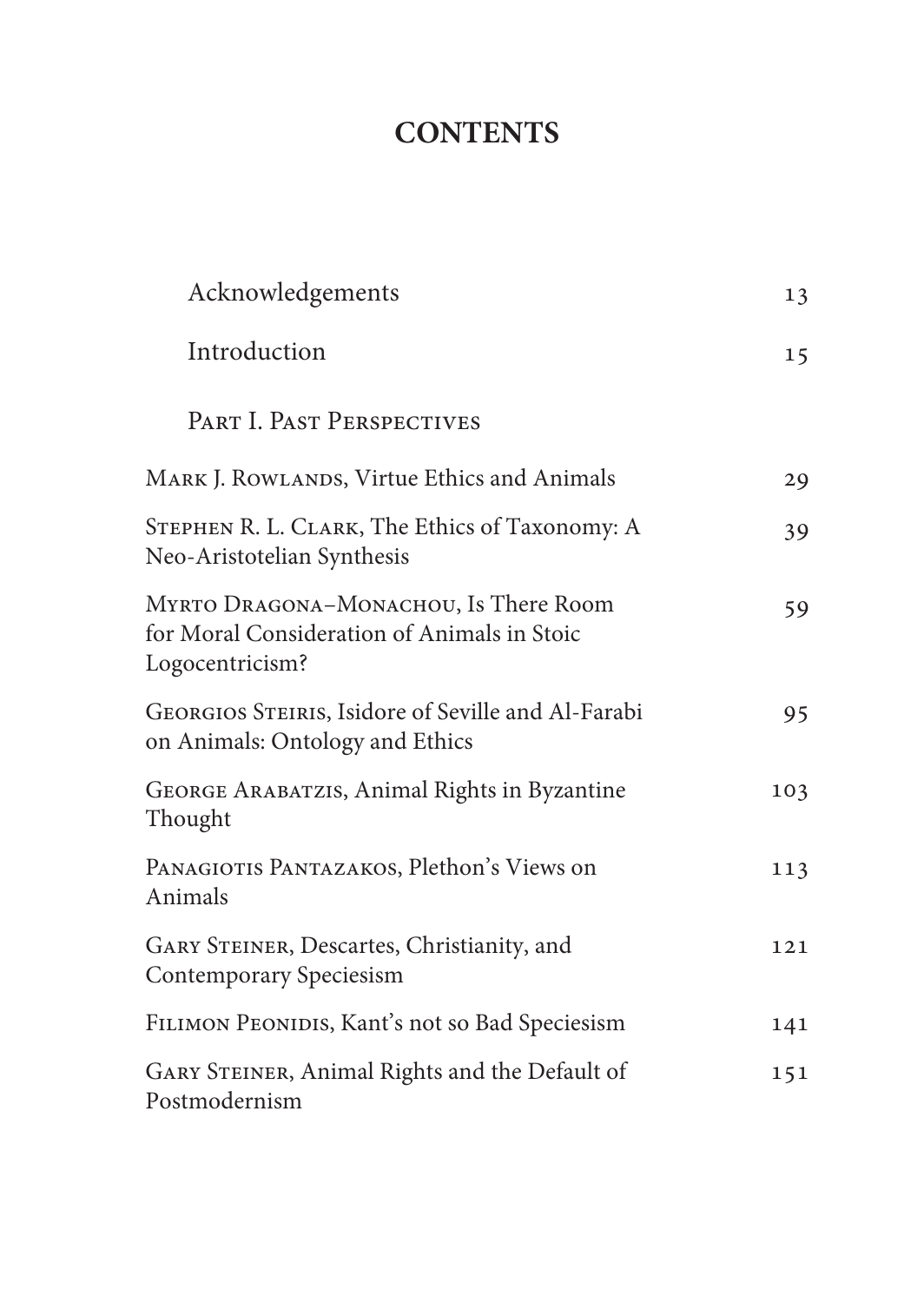# CONTENTS

| | |
|---|---|
| Acknowledgements | 13 |
| Introduction | 15 |
| PART I. PAST PERSPECTIVES | |
| MARK J. ROWLANDS, Virtue Ethics and Animals | 29 |
| STEPHEN R. L. CLARK, The Ethics of Taxonomy: A Neo-Aristotelian Synthesis | 39 |
| MYRTO DRAGONA–MONACHOU, Is There Room for Moral Consideration of Animals in Stoic Logocentricism? | 59 |
| GEORGIOS STEIRIS, Isidore of Seville and Al-Farabi on Animals: Ontology and Ethics | 95 |
| GEORGE ARABATZIS, Animal Rights in Byzantine Thought | 103 |
| PANAGIOTIS PANTAZAKOS, Plethon's Views on Animals | 113 |
| GARY STEINER, Descartes, Christianity, and Contemporary Speciesism | 121 |
| FILIMON PEONIDIS, Kant's not so Bad Speciesism | 141 |
| GARY STEINER, Animal Rights and the Default of Postmodernism | 151 |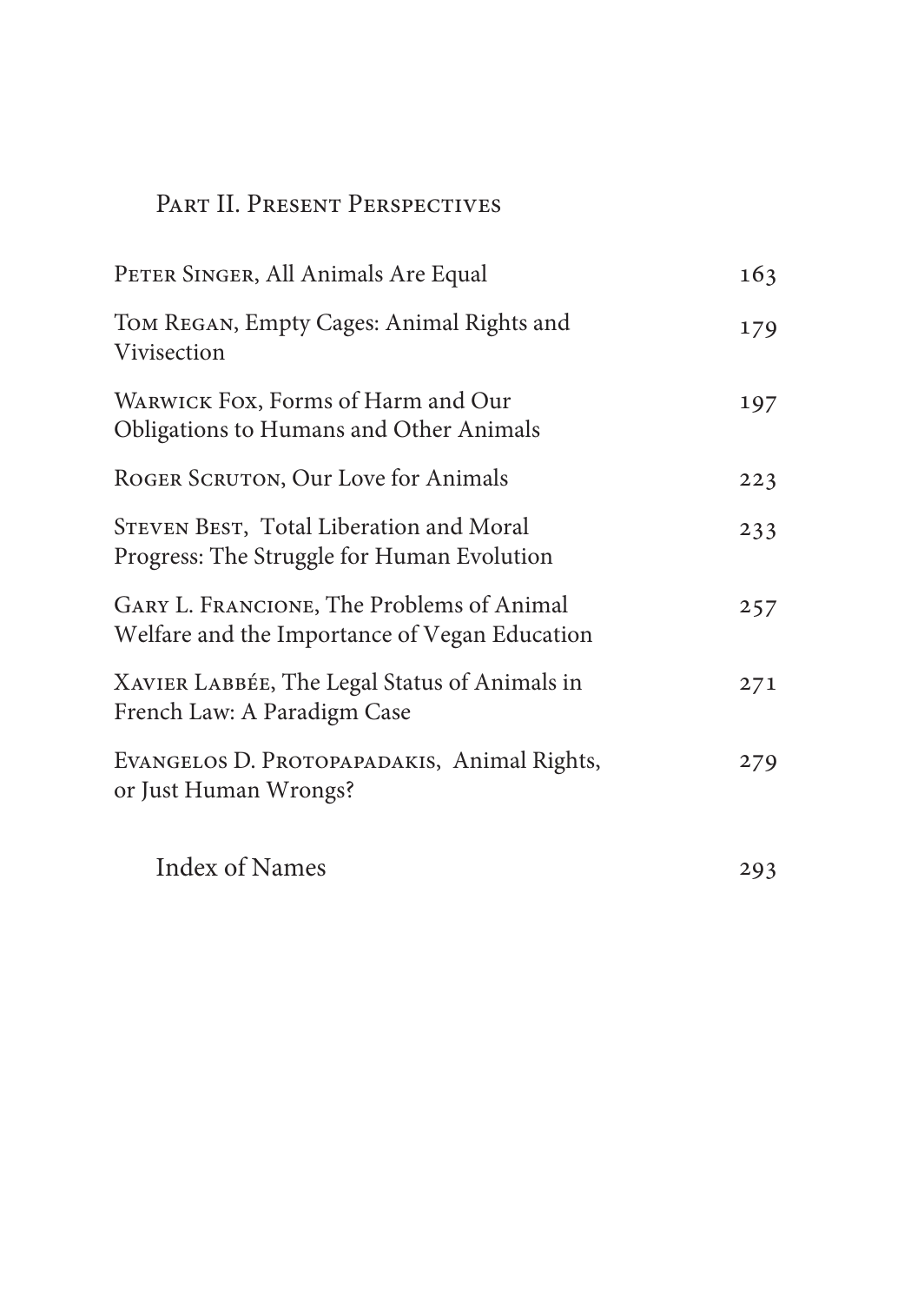## Part II. Present Perspectives

| | |
|---|---|
| Peter Singer, All Animals Are Equal | 163 |
| Tom Regan, Empty Cages: Animal Rights and Vivisection | 179 |
| Warwick Fox, Forms of Harm and Our Obligations to Humans and Other Animals | 197 |
| Roger Scruton, Our Love for Animals | 223 |
| Steven Best, Total Liberation and Moral Progress: The Struggle for Human Evolution | 233 |
| Gary L. Francione, The Problems of Animal Welfare and the Importance of Vegan Education | 257 |
| Xavier Labbée, The Legal Status of Animals in French Law: A Paradigm Case | 271 |
| Evangelos D. Protopapadakis, Animal Rights, or Just Human Wrongs? | 279 |
| Index of Names | 293 |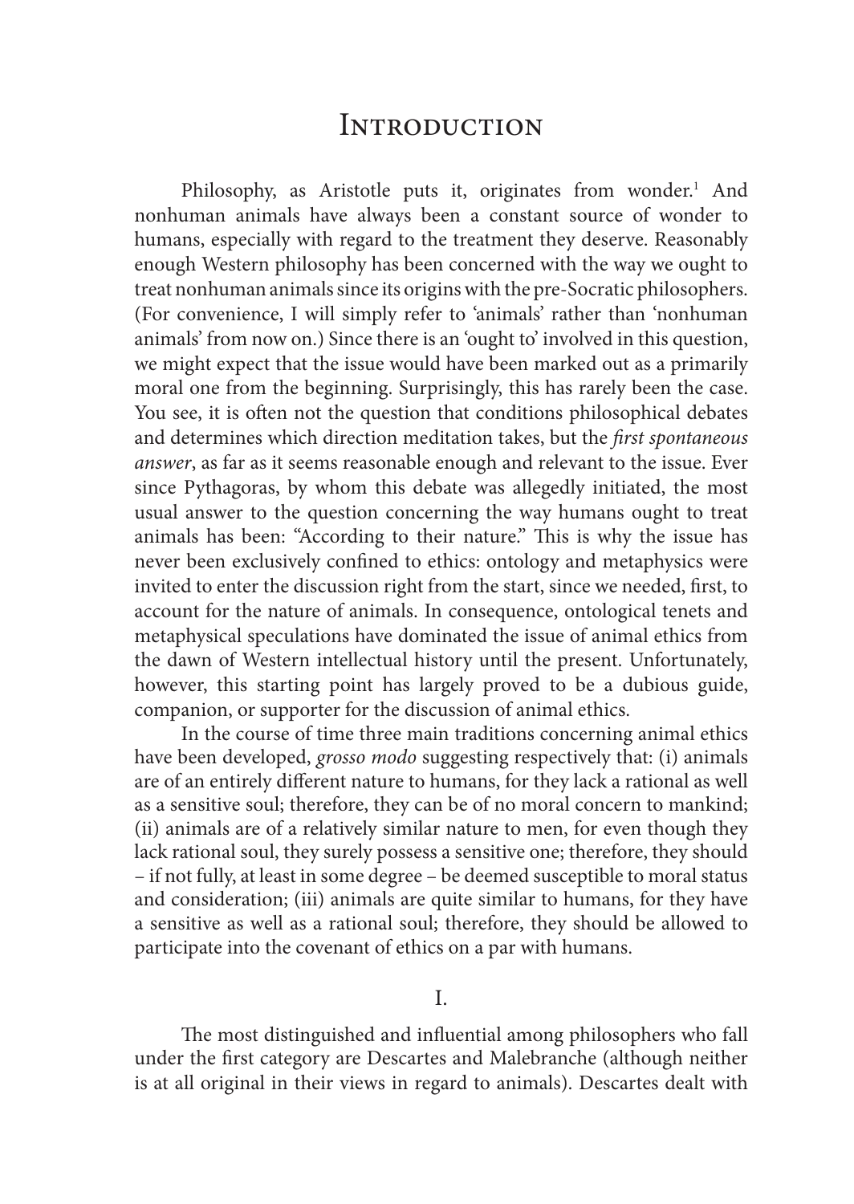# Introduction

Philosophy, as Aristotle puts it, originates from wonder.[1] And nonhuman animals have always been a constant source of wonder to humans, especially with regard to the treatment they deserve. Reasonably enough Western philosophy has been concerned with the way we ought to treat nonhuman animals since its origins with the pre-Socratic philosophers. (For convenience, I will simply refer to 'animals' rather than 'nonhuman animals' from now on.) Since there is an 'ought to' involved in this question, we might expect that the issue would have been marked out as a primarily moral one from the beginning. Surprisingly, this has rarely been the case. You see, it is often not the question that conditions philosophical debates and determines which direction meditation takes, but the *first spontaneous answer*, as far as it seems reasonable enough and relevant to the issue. Ever since Pythagoras, by whom this debate was allegedly initiated, the most usual answer to the question concerning the way humans ought to treat animals has been: "According to their nature." This is why the issue has never been exclusively confined to ethics: ontology and metaphysics were invited to enter the discussion right from the start, since we needed, first, to account for the nature of animals. In consequence, ontological tenets and metaphysical speculations have dominated the issue of animal ethics from the dawn of Western intellectual history until the present. Unfortunately, however, this starting point has largely proved to be a dubious guide, companion, or supporter for the discussion of animal ethics.

In the course of time three main traditions concerning animal ethics have been developed, *grosso modo* suggesting respectively that: (i) animals are of an entirely different nature to humans, for they lack a rational as well as a sensitive soul; therefore, they can be of no moral concern to mankind; (ii) animals are of a relatively similar nature to men, for even though they lack rational soul, they surely possess a sensitive one; therefore, they should – if not fully, at least in some degree – be deemed susceptible to moral status and consideration; (iii) animals are quite similar to humans, for they have a sensitive as well as a rational soul; therefore, they should be allowed to participate into the covenant of ethics on a par with humans.

## I.

The most distinguished and influential among philosophers who fall under the first category are Descartes and Malebranche (although neither is at all original in their views in regard to animals). Descartes dealt with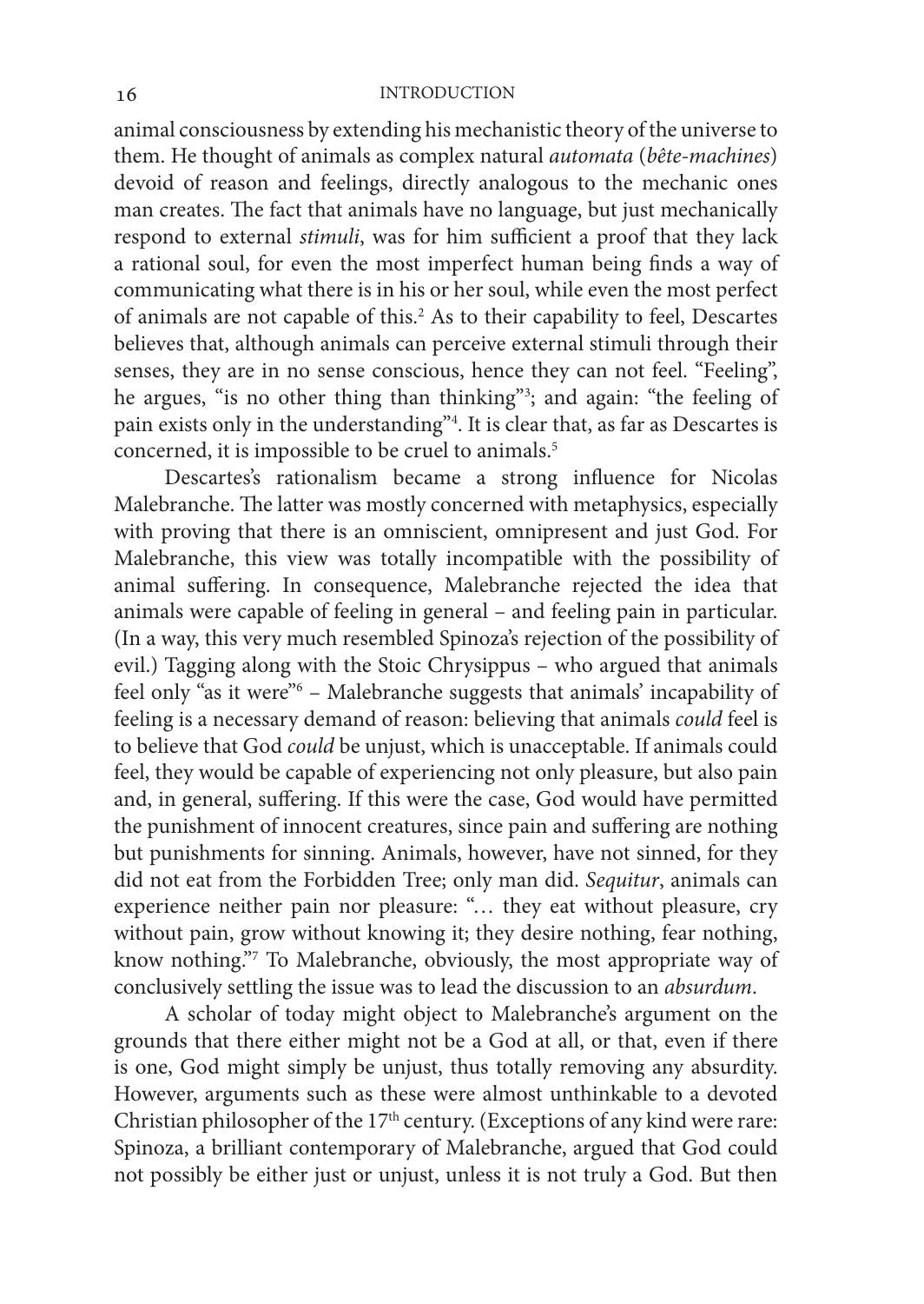animal consciousness by extending his mechanistic theory of the universe to them. He thought of animals as complex natural *automata* (*bête-machines*) devoid of reason and feelings, directly analogous to the mechanic ones man creates. The fact that animals have no language, but just mechanically respond to external *stimuli*, was for him sufficient a proof that they lack a rational soul, for even the most imperfect human being finds a way of communicating what there is in his or her soul, while even the most perfect of animals are not capable of this.[2] As to their capability to feel, Descartes believes that, although animals can perceive external stimuli through their senses, they are in no sense conscious, hence they can not feel. "Feeling", he argues, "is no other thing than thinking"[3]; and again: "the feeling of pain exists only in the understanding"[4]. It is clear that, as far as Descartes is concerned, it is impossible to be cruel to animals.[5]

Descartes's rationalism became a strong influence for Nicolas Malebranche. The latter was mostly concerned with metaphysics, especially with proving that there is an omniscient, omnipresent and just God. For Malebranche, this view was totally incompatible with the possibility of animal suffering. In consequence, Malebranche rejected the idea that animals were capable of feeling in general – and feeling pain in particular. (In a way, this very much resembled Spinoza's rejection of the possibility of evil.) Tagging along with the Stoic Chrysippus – who argued that animals feel only "as it were"[6] – Malebranche suggests that animals' incapability of feeling is a necessary demand of reason: believing that animals *could* feel is to believe that God *could* be unjust, which is unacceptable. If animals could feel, they would be capable of experiencing not only pleasure, but also pain and, in general, suffering. If this were the case, God would have permitted the punishment of innocent creatures, since pain and suffering are nothing but punishments for sinning. Animals, however, have not sinned, for they did not eat from the Forbidden Tree; only man did. *Sequitur*, animals can experience neither pain nor pleasure: "… they eat without pleasure, cry without pain, grow without knowing it; they desire nothing, fear nothing, know nothing."[7] To Malebranche, obviously, the most appropriate way of conclusively settling the issue was to lead the discussion to an *absurdum*.

A scholar of today might object to Malebranche's argument on the grounds that there either might not be a God at all, or that, even if there is one, God might simply be unjust, thus totally removing any absurdity. However, arguments such as these were almost unthinkable to a devoted Christian philosopher of the 17th century. (Exceptions of any kind were rare: Spinoza, a brilliant contemporary of Malebranche, argued that God could not possibly be either just or unjust, unless it is not truly a God. But then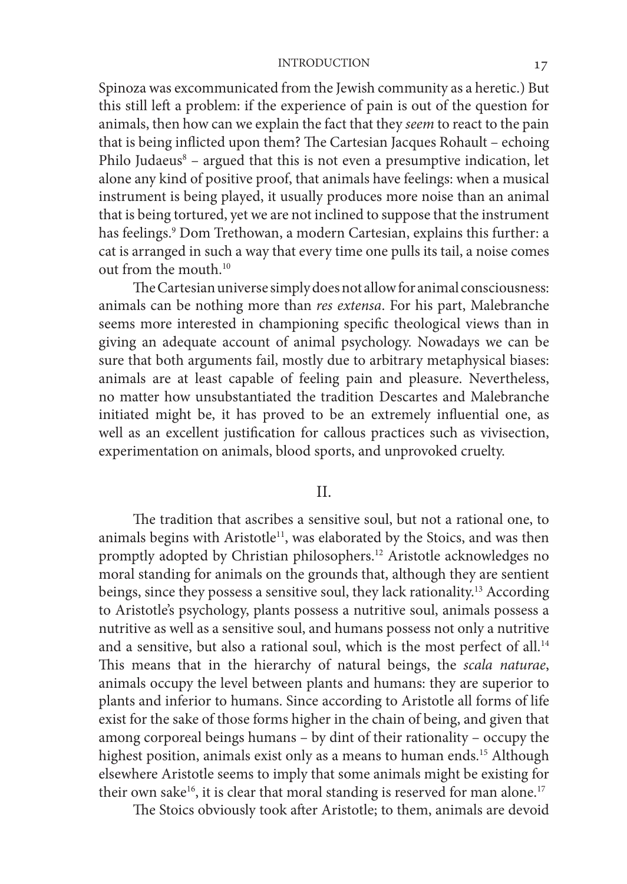Spinoza was excommunicated from the Jewish community as a heretic.) But this still left a problem: if the experience of pain is out of the question for animals, then how can we explain the fact that they *seem* to react to the pain that is being inflicted upon them? The Cartesian Jacques Rohault – echoing Philo Judaeus[8] – argued that this is not even a presumptive indication, let alone any kind of positive proof, that animals have feelings: when a musical instrument is being played, it usually produces more noise than an animal that is being tortured, yet we are not inclined to suppose that the instrument has feelings.[9] Dom Trethowan, a modern Cartesian, explains this further: a cat is arranged in such a way that every time one pulls its tail, a noise comes out from the mouth.[10]

The Cartesian universe simply does not allow for animal consciousness: animals can be nothing more than *res extensa*. For his part, Malebranche seems more interested in championing specific theological views than in giving an adequate account of animal psychology. Nowadays we can be sure that both arguments fail, mostly due to arbitrary metaphysical biases: animals are at least capable of feeling pain and pleasure. Nevertheless, no matter how unsubstantiated the tradition Descartes and Malebranche initiated might be, it has proved to be an extremely influential one, as well as an excellent justification for callous practices such as vivisection, experimentation on animals, blood sports, and unprovoked cruelty.

## II.

The tradition that ascribes a sensitive soul, but not a rational one, to animals begins with Aristotle[11], was elaborated by the Stoics, and was then promptly adopted by Christian philosophers.[12] Aristotle acknowledges no moral standing for animals on the grounds that, although they are sentient beings, since they possess a sensitive soul, they lack rationality.[13] According to Aristotle's psychology, plants possess a nutritive soul, animals possess a nutritive as well as a sensitive soul, and humans possess not only a nutritive and a sensitive, but also a rational soul, which is the most perfect of all.[14] This means that in the hierarchy of natural beings, the *scala naturae*, animals occupy the level between plants and humans: they are superior to plants and inferior to humans. Since according to Aristotle all forms of life exist for the sake of those forms higher in the chain of being, and given that among corporeal beings humans – by dint of their rationality – occupy the highest position, animals exist only as a means to human ends.[15] Although elsewhere Aristotle seems to imply that some animals might be existing for their own sake[16], it is clear that moral standing is reserved for man alone.[17]

The Stoics obviously took after Aristotle; to them, animals are devoid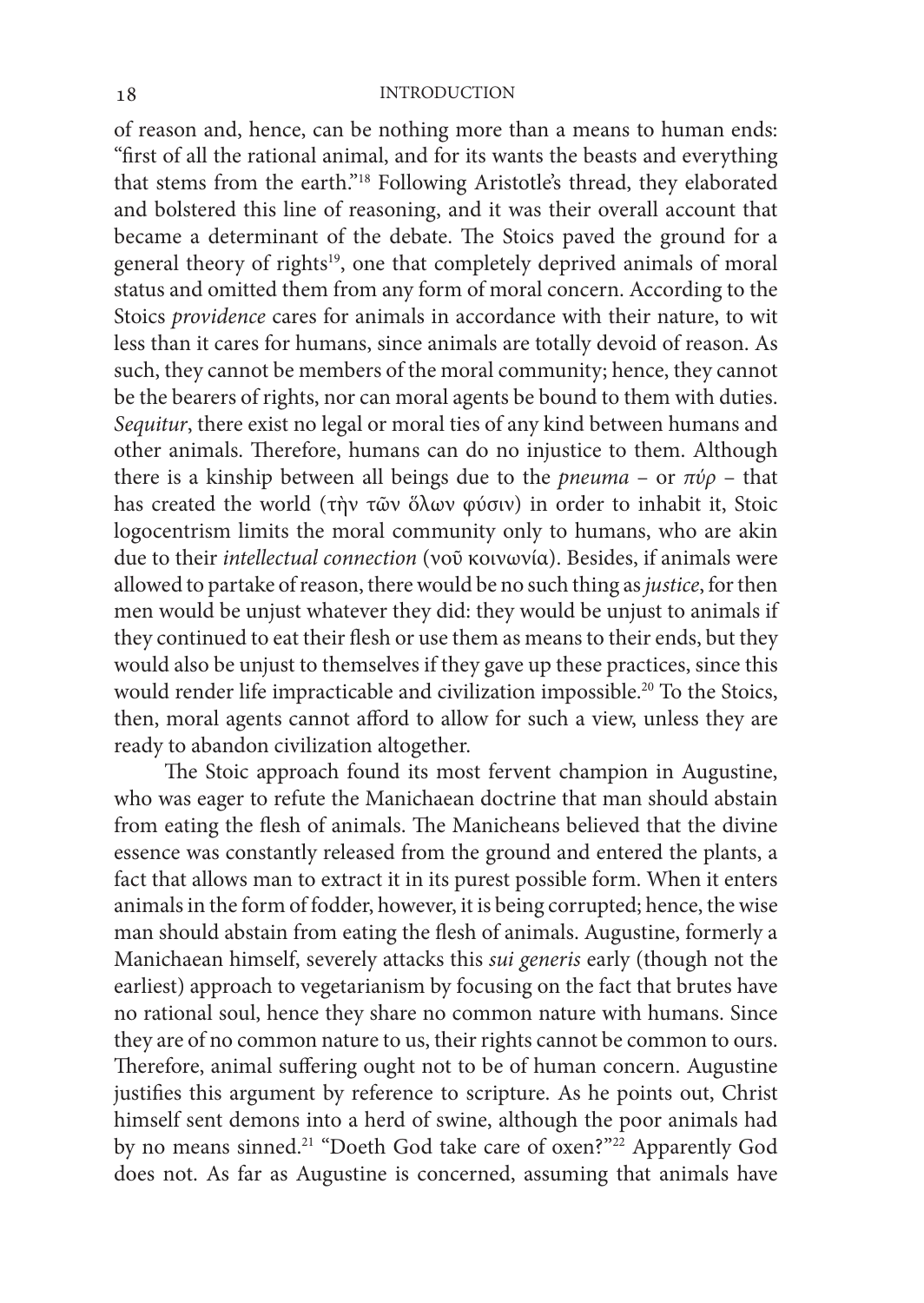of reason and, hence, can be nothing more than a means to human ends: "first of all the rational animal, and for its wants the beasts and everything that stems from the earth."[18] Following Aristotle's thread, they elaborated and bolstered this line of reasoning, and it was their overall account that became a determinant of the debate. The Stoics paved the ground for a general theory of rights[19], one that completely deprived animals of moral status and omitted them from any form of moral concern. According to the Stoics *providence* cares for animals in accordance with their nature, to wit less than it cares for humans, since animals are totally devoid of reason. As such, they cannot be members of the moral community; hence, they cannot be the bearers of rights, nor can moral agents be bound to them with duties. *Sequitur*, there exist no legal or moral ties of any kind between humans and other animals. Therefore, humans can do no injustice to them. Although there is a kinship between all beings due to the *pneuma* – or *πύρ* – that has created the world (τὴν τῶν ὅλων φύσιν) in order to inhabit it, Stoic logocentrism limits the moral community only to humans, who are akin due to their *intellectual connection* (νοῦ κοινωνία). Besides, if animals were allowed to partake of reason, there would be no such thing as *justice*, for then men would be unjust whatever they did: they would be unjust to animals if they continued to eat their flesh or use them as means to their ends, but they would also be unjust to themselves if they gave up these practices, since this would render life impracticable and civilization impossible.[20] To the Stoics, then, moral agents cannot afford to allow for such a view, unless they are ready to abandon civilization altogether.

The Stoic approach found its most fervent champion in Augustine, who was eager to refute the Manichaean doctrine that man should abstain from eating the flesh of animals. The Manicheans believed that the divine essence was constantly released from the ground and entered the plants, a fact that allows man to extract it in its purest possible form. When it enters animals in the form of fodder, however, it is being corrupted; hence, the wise man should abstain from eating the flesh of animals. Augustine, formerly a Manichaean himself, severely attacks this *sui generis* early (though not the earliest) approach to vegetarianism by focusing on the fact that brutes have no rational soul, hence they share no common nature with humans. Since they are of no common nature to us, their rights cannot be common to ours. Therefore, animal suffering ought not to be of human concern. Augustine justifies this argument by reference to scripture. As he points out, Christ himself sent demons into a herd of swine, although the poor animals had by no means sinned.[21] "Doeth God take care of oxen?"[22] Apparently God does not. As far as Augustine is concerned, assuming that animals have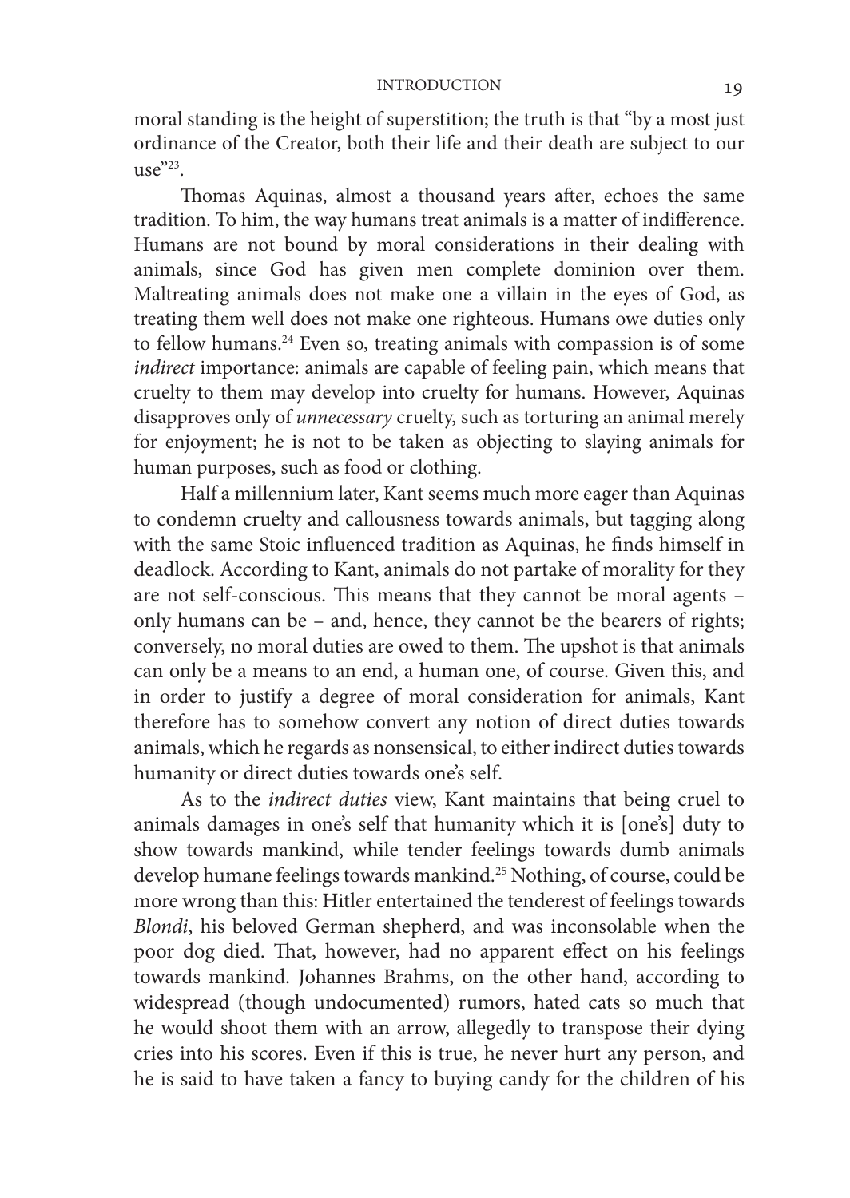moral standing is the height of superstition; the truth is that "by a most just ordinance of the Creator, both their life and their death are subject to our use"[23].

Thomas Aquinas, almost a thousand years after, echoes the same tradition. To him, the way humans treat animals is a matter of indifference. Humans are not bound by moral considerations in their dealing with animals, since God has given men complete dominion over them. Maltreating animals does not make one a villain in the eyes of God, as treating them well does not make one righteous. Humans owe duties only to fellow humans.[24] Even so, treating animals with compassion is of some *indirect* importance: animals are capable of feeling pain, which means that cruelty to them may develop into cruelty for humans. However, Aquinas disapproves only of *unnecessary* cruelty, such as torturing an animal merely for enjoyment; he is not to be taken as objecting to slaying animals for human purposes, such as food or clothing.

Half a millennium later, Kant seems much more eager than Aquinas to condemn cruelty and callousness towards animals, but tagging along with the same Stoic influenced tradition as Aquinas, he finds himself in deadlock. According to Kant, animals do not partake of morality for they are not self-conscious. This means that they cannot be moral agents – only humans can be – and, hence, they cannot be the bearers of rights; conversely, no moral duties are owed to them. The upshot is that animals can only be a means to an end, a human one, of course. Given this, and in order to justify a degree of moral consideration for animals, Kant therefore has to somehow convert any notion of direct duties towards animals, which he regards as nonsensical, to either indirect duties towards humanity or direct duties towards one's self.

As to the *indirect duties* view, Kant maintains that being cruel to animals damages in one's self that humanity which it is [one's] duty to show towards mankind, while tender feelings towards dumb animals develop humane feelings towards mankind.[25] Nothing, of course, could be more wrong than this: Hitler entertained the tenderest of feelings towards *Blondi*, his beloved German shepherd, and was inconsolable when the poor dog died. That, however, had no apparent effect on his feelings towards mankind. Johannes Brahms, on the other hand, according to widespread (though undocumented) rumors, hated cats so much that he would shoot them with an arrow, allegedly to transpose their dying cries into his scores. Even if this is true, he never hurt any person, and he is said to have taken a fancy to buying candy for the children of his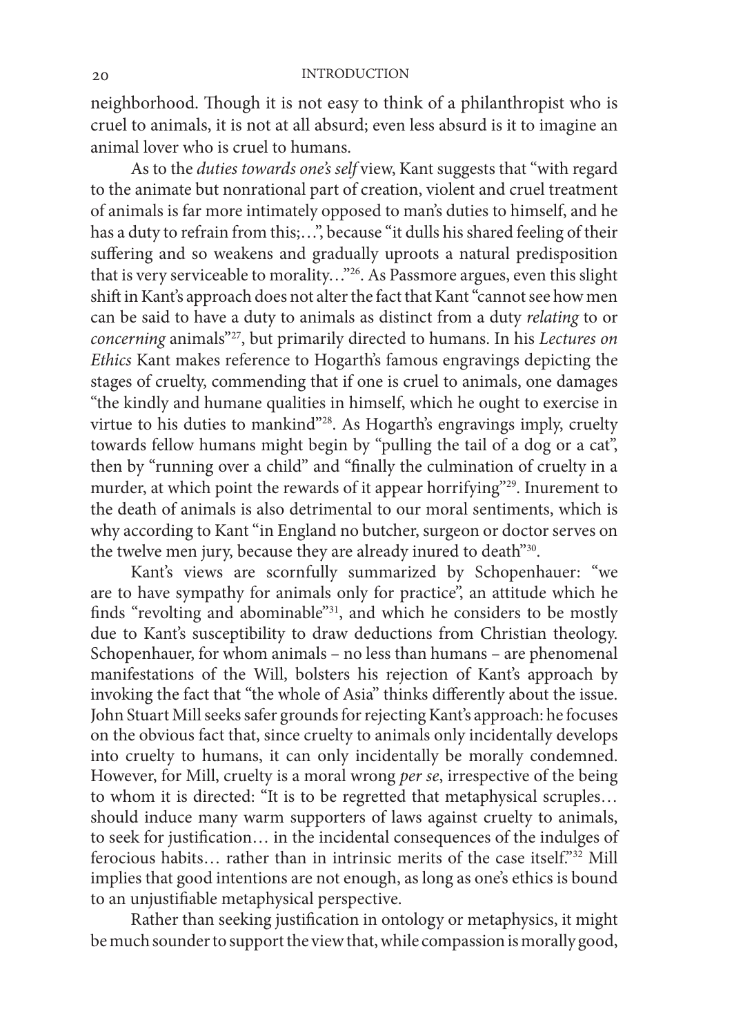neighborhood. Though it is not easy to think of a philanthropist who is cruel to animals, it is not at all absurd; even less absurd is it to imagine an animal lover who is cruel to humans.

As to the *duties towards one's self* view, Kant suggests that "with regard to the animate but nonrational part of creation, violent and cruel treatment of animals is far more intimately opposed to man's duties to himself, and he has a duty to refrain from this;…", because "it dulls his shared feeling of their suffering and so weakens and gradually uproots a natural predisposition that is very serviceable to morality…"[26]. As Passmore argues, even this slight shift in Kant's approach does not alter the fact that Kant "cannot see how men can be said to have a duty to animals as distinct from a duty *relating* to or *concerning* animals"[27], but primarily directed to humans. In his *Lectures on Ethics* Kant makes reference to Hogarth's famous engravings depicting the stages of cruelty, commending that if one is cruel to animals, one damages "the kindly and humane qualities in himself, which he ought to exercise in virtue to his duties to mankind"[28]. As Hogarth's engravings imply, cruelty towards fellow humans might begin by "pulling the tail of a dog or a cat", then by "running over a child" and "finally the culmination of cruelty in a murder, at which point the rewards of it appear horrifying"[29]. Inurement to the death of animals is also detrimental to our moral sentiments, which is why according to Kant "in England no butcher, surgeon or doctor serves on the twelve men jury, because they are already inured to death"[30].

Kant's views are scornfully summarized by Schopenhauer: "we are to have sympathy for animals only for practice", an attitude which he finds "revolting and abominable"[31], and which he considers to be mostly due to Kant's susceptibility to draw deductions from Christian theology. Schopenhauer, for whom animals – no less than humans – are phenomenal manifestations of the Will, bolsters his rejection of Kant's approach by invoking the fact that "the whole of Asia" thinks differently about the issue. John Stuart Mill seeks safer grounds for rejecting Kant's approach: he focuses on the obvious fact that, since cruelty to animals only incidentally develops into cruelty to humans, it can only incidentally be morally condemned. However, for Mill, cruelty is a moral wrong *per se*, irrespective of the being to whom it is directed: "It is to be regretted that metaphysical scruples… should induce many warm supporters of laws against cruelty to animals, to seek for justification… in the incidental consequences of the indulges of ferocious habits… rather than in intrinsic merits of the case itself."[32] Mill implies that good intentions are not enough, as long as one's ethics is bound to an unjustifiable metaphysical perspective.

Rather than seeking justification in ontology or metaphysics, it might be much sounder to support the view that, while compassion is morally good,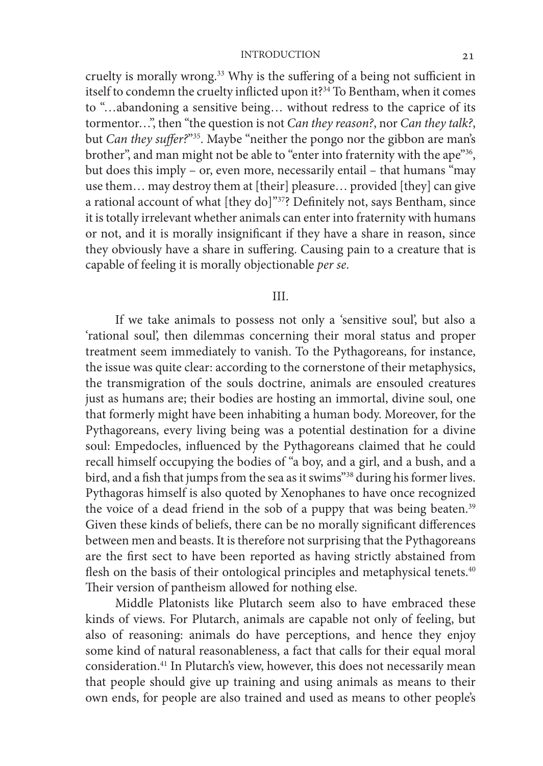cruelty is morally wrong.[33] Why is the suffering of a being not sufficient in itself to condemn the cruelty inflicted upon it?[34] To Bentham, when it comes to "…abandoning a sensitive being… without redress to the caprice of its tormentor…", then "the question is not *Can they reason?*, nor *Can they talk?*, but *Can they suffer?*"[35]. Maybe "neither the pongo nor the gibbon are man's brother", and man might not be able to "enter into fraternity with the ape"[36], but does this imply – or, even more, necessarily entail – that humans "may use them… may destroy them at [their] pleasure… provided [they] can give a rational account of what [they do]"[37]? Definitely not, says Bentham, since it is totally irrelevant whether animals can enter into fraternity with humans or not, and it is morally insignificant if they have a share in reason, since they obviously have a share in suffering. Causing pain to a creature that is capable of feeling it is morally objectionable *per se*.

## III.

If we take animals to possess not only a 'sensitive soul', but also a 'rational soul', then dilemmas concerning their moral status and proper treatment seem immediately to vanish. To the Pythagoreans, for instance, the issue was quite clear: according to the cornerstone of their metaphysics, the transmigration of the souls doctrine, animals are ensouled creatures just as humans are; their bodies are hosting an immortal, divine soul, one that formerly might have been inhabiting a human body. Moreover, for the Pythagoreans, every living being was a potential destination for a divine soul: Empedocles, influenced by the Pythagoreans claimed that he could recall himself occupying the bodies of "a boy, and a girl, and a bush, and a bird, and a fish that jumps from the sea as it swims"[38] during his former lives. Pythagoras himself is also quoted by Xenophanes to have once recognized the voice of a dead friend in the sob of a puppy that was being beaten.[39] Given these kinds of beliefs, there can be no morally significant differences between men and beasts. It is therefore not surprising that the Pythagoreans are the first sect to have been reported as having strictly abstained from flesh on the basis of their ontological principles and metaphysical tenets.[40] Their version of pantheism allowed for nothing else.

Middle Platonists like Plutarch seem also to have embraced these kinds of views. For Plutarch, animals are capable not only of feeling, but also of reasoning: animals do have perceptions, and hence they enjoy some kind of natural reasonableness, a fact that calls for their equal moral consideration.[41] In Plutarch's view, however, this does not necessarily mean that people should give up training and using animals as means to their own ends, for people are also trained and used as means to other people's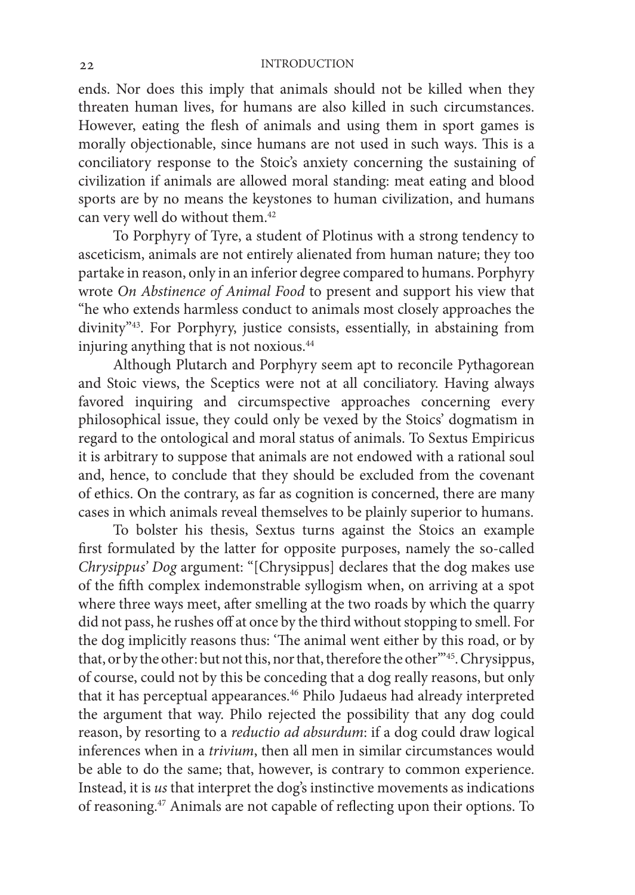ends. Nor does this imply that animals should not be killed when they threaten human lives, for humans are also killed in such circumstances. However, eating the flesh of animals and using them in sport games is morally objectionable, since humans are not used in such ways. This is a conciliatory response to the Stoic's anxiety concerning the sustaining of civilization if animals are allowed moral standing: meat eating and blood sports are by no means the keystones to human civilization, and humans can very well do without them.[42]

To Porphyry of Tyre, a student of Plotinus with a strong tendency to asceticism, animals are not entirely alienated from human nature; they too partake in reason, only in an inferior degree compared to humans. Porphyry wrote *On Abstinence of Animal Food* to present and support his view that "he who extends harmless conduct to animals most closely approaches the divinity"[43]. For Porphyry, justice consists, essentially, in abstaining from injuring anything that is not noxious.[44]

Although Plutarch and Porphyry seem apt to reconcile Pythagorean and Stoic views, the Sceptics were not at all conciliatory. Having always favored inquiring and circumspective approaches concerning every philosophical issue, they could only be vexed by the Stoics' dogmatism in regard to the ontological and moral status of animals. To Sextus Empiricus it is arbitrary to suppose that animals are not endowed with a rational soul and, hence, to conclude that they should be excluded from the covenant of ethics. On the contrary, as far as cognition is concerned, there are many cases in which animals reveal themselves to be plainly superior to humans.

To bolster his thesis, Sextus turns against the Stoics an example first formulated by the latter for opposite purposes, namely the so-called *Chrysippus' Dog* argument: "[Chrysippus] declares that the dog makes use of the fifth complex indemonstrable syllogism when, on arriving at a spot where three ways meet, after smelling at the two roads by which the quarry did not pass, he rushes off at once by the third without stopping to smell. For the dog implicitly reasons thus: 'The animal went either by this road, or by that, or by the other: but not this, nor that, therefore the other'"[45]. Chrysippus, of course, could not by this be conceding that a dog really reasons, but only that it has perceptual appearances.[46] Philo Judaeus had already interpreted the argument that way. Philo rejected the possibility that any dog could reason, by resorting to a *reductio ad absurdum*: if a dog could draw logical inferences when in a *trivium*, then all men in similar circumstances would be able to do the same; that, however, is contrary to common experience. Instead, it is *us* that interpret the dog's instinctive movements as indications of reasoning.[47] Animals are not capable of reflecting upon their options. To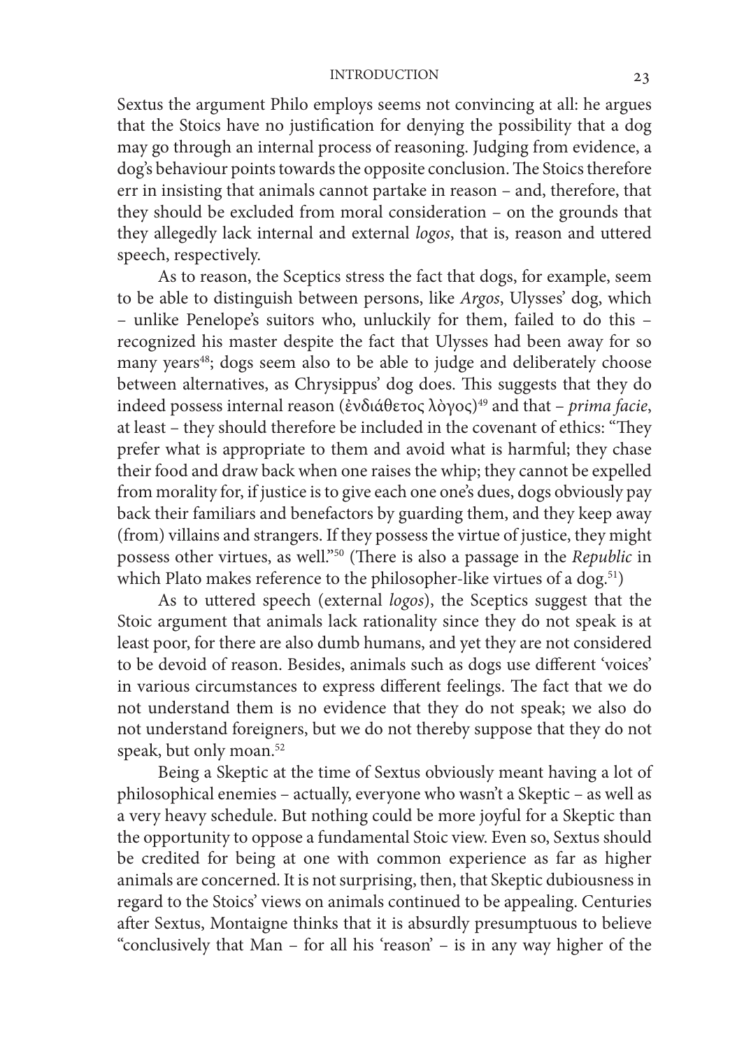Sextus the argument Philo employs seems not convincing at all: he argues that the Stoics have no justification for denying the possibility that a dog may go through an internal process of reasoning. Judging from evidence, a dog's behaviour points towards the opposite conclusion. The Stoics therefore err in insisting that animals cannot partake in reason – and, therefore, that they should be excluded from moral consideration – on the grounds that they allegedly lack internal and external *logos*, that is, reason and uttered speech, respectively.

As to reason, the Sceptics stress the fact that dogs, for example, seem to be able to distinguish between persons, like *Argos*, Ulysses' dog, which – unlike Penelope's suitors who, unluckily for them, failed to do this – recognized his master despite the fact that Ulysses had been away for so many years[48]; dogs seem also to be able to judge and deliberately choose between alternatives, as Chrysippus' dog does. This suggests that they do indeed possess internal reason (ἐνδιάθετος λὸγος)[49] and that – *prima facie*, at least – they should therefore be included in the covenant of ethics: "They prefer what is appropriate to them and avoid what is harmful; they chase their food and draw back when one raises the whip; they cannot be expelled from morality for, if justice is to give each one one's dues, dogs obviously pay back their familiars and benefactors by guarding them, and they keep away (from) villains and strangers. If they possess the virtue of justice, they might possess other virtues, as well."[50] (There is also a passage in the *Republic* in which Plato makes reference to the philosopher-like virtues of a dog.[51])

As to uttered speech (external *logos*), the Sceptics suggest that the Stoic argument that animals lack rationality since they do not speak is at least poor, for there are also dumb humans, and yet they are not considered to be devoid of reason. Besides, animals such as dogs use different 'voices' in various circumstances to express different feelings. The fact that we do not understand them is no evidence that they do not speak; we also do not understand foreigners, but we do not thereby suppose that they do not speak, but only moan.[52]

Being a Skeptic at the time of Sextus obviously meant having a lot of philosophical enemies – actually, everyone who wasn't a Skeptic – as well as a very heavy schedule. But nothing could be more joyful for a Skeptic than the opportunity to oppose a fundamental Stoic view. Even so, Sextus should be credited for being at one with common experience as far as higher animals are concerned. It is not surprising, then, that Skeptic dubiousness in regard to the Stoics' views on animals continued to be appealing. Centuries after Sextus, Montaigne thinks that it is absurdly presumptuous to believe "conclusively that Man – for all his 'reason' – is in any way higher of the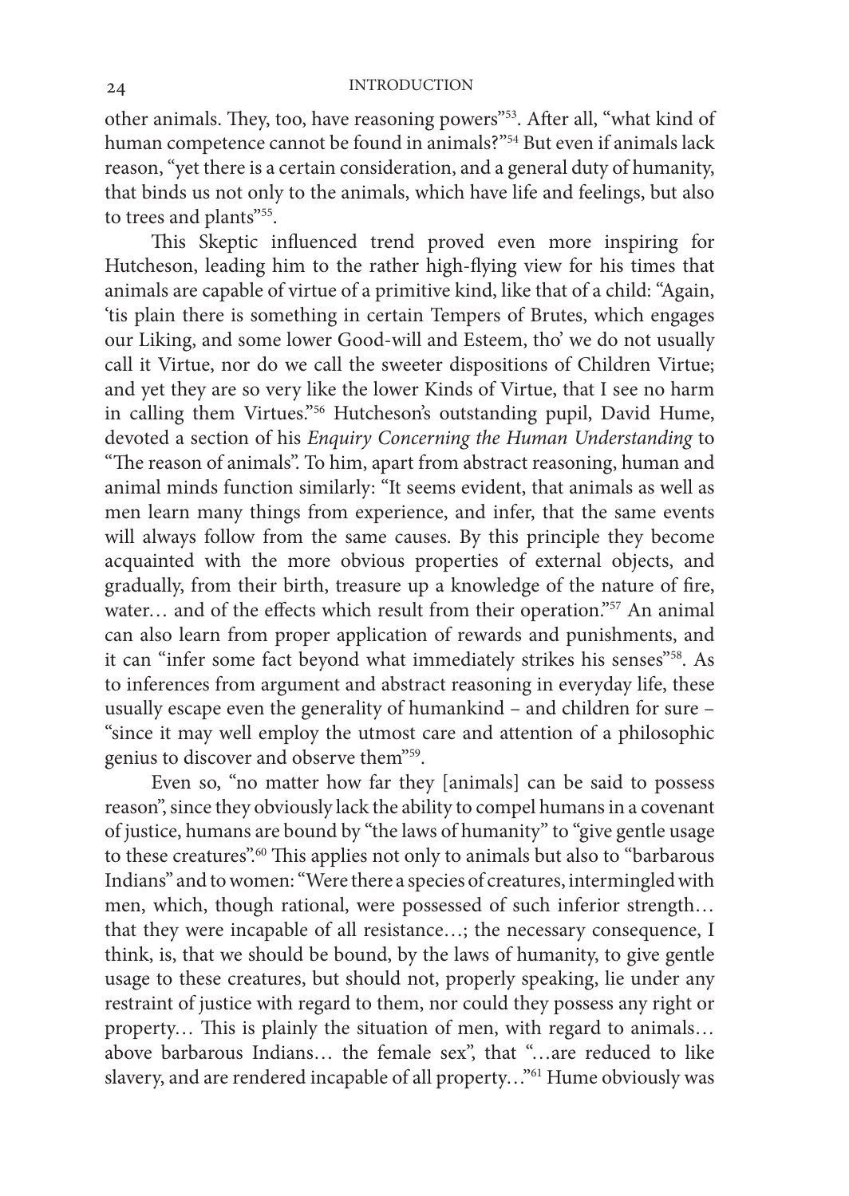other animals. They, too, have reasoning powers"[53]. After all, "what kind of human competence cannot be found in animals?"[54] But even if animals lack reason, "yet there is a certain consideration, and a general duty of humanity, that binds us not only to the animals, which have life and feelings, but also to trees and plants"[55].

This Skeptic influenced trend proved even more inspiring for Hutcheson, leading him to the rather high-flying view for his times that animals are capable of virtue of a primitive kind, like that of a child: "Again, 'tis plain there is something in certain Tempers of Brutes, which engages our Liking, and some lower Good-will and Esteem, tho' we do not usually call it Virtue, nor do we call the sweeter dispositions of Children Virtue; and yet they are so very like the lower Kinds of Virtue, that I see no harm in calling them Virtues."[56] Hutcheson's outstanding pupil, David Hume, devoted a section of his *Enquiry Concerning the Human Understanding* to "The reason of animals". To him, apart from abstract reasoning, human and animal minds function similarly: "It seems evident, that animals as well as men learn many things from experience, and infer, that the same events will always follow from the same causes. By this principle they become acquainted with the more obvious properties of external objects, and gradually, from their birth, treasure up a knowledge of the nature of fire, water… and of the effects which result from their operation."[57] An animal can also learn from proper application of rewards and punishments, and it can "infer some fact beyond what immediately strikes his senses"[58]. As to inferences from argument and abstract reasoning in everyday life, these usually escape even the generality of humankind – and children for sure – "since it may well employ the utmost care and attention of a philosophic genius to discover and observe them"[59].

Even so, "no matter how far they [animals] can be said to possess reason", since they obviously lack the ability to compel humans in a covenant of justice, humans are bound by "the laws of humanity" to "give gentle usage to these creatures".[60] This applies not only to animals but also to "barbarous Indians" and to women: "Were there a species of creatures, intermingled with men, which, though rational, were possessed of such inferior strength… that they were incapable of all resistance…; the necessary consequence, I think, is, that we should be bound, by the laws of humanity, to give gentle usage to these creatures, but should not, properly speaking, lie under any restraint of justice with regard to them, nor could they possess any right or property… This is plainly the situation of men, with regard to animals… above barbarous Indians… the female sex", that "…are reduced to like slavery, and are rendered incapable of all property…"[61] Hume obviously was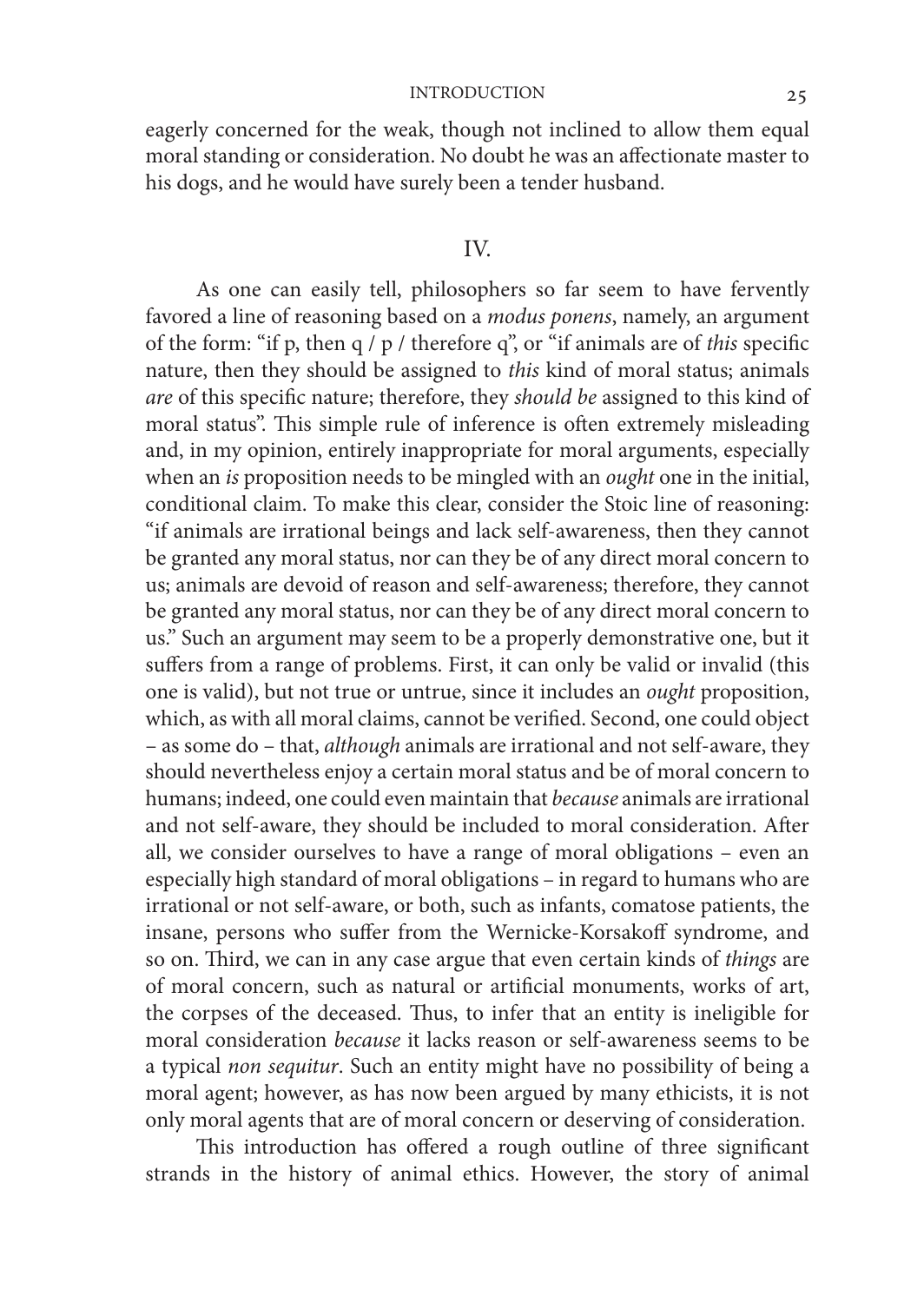eagerly concerned for the weak, though not inclined to allow them equal moral standing or consideration. No doubt he was an affectionate master to his dogs, and he would have surely been a tender husband.

## IV.

As one can easily tell, philosophers so far seem to have fervently favored a line of reasoning based on a *modus ponens*, namely, an argument of the form: "if p, then q / p / therefore q", or "if animals are of *this* specific nature, then they should be assigned to *this* kind of moral status; animals *are* of this specific nature; therefore, they *should be* assigned to this kind of moral status". This simple rule of inference is often extremely misleading and, in my opinion, entirely inappropriate for moral arguments, especially when an *is* proposition needs to be mingled with an *ought* one in the initial, conditional claim. To make this clear, consider the Stoic line of reasoning: "if animals are irrational beings and lack self-awareness, then they cannot be granted any moral status, nor can they be of any direct moral concern to us; animals are devoid of reason and self-awareness; therefore, they cannot be granted any moral status, nor can they be of any direct moral concern to us." Such an argument may seem to be a properly demonstrative one, but it suffers from a range of problems. First, it can only be valid or invalid (this one is valid), but not true or untrue, since it includes an *ought* proposition, which, as with all moral claims, cannot be verified. Second, one could object – as some do – that, *although* animals are irrational and not self-aware, they should nevertheless enjoy a certain moral status and be of moral concern to humans; indeed, one could even maintain that *because* animals are irrational and not self-aware, they should be included to moral consideration. After all, we consider ourselves to have a range of moral obligations – even an especially high standard of moral obligations – in regard to humans who are irrational or not self-aware, or both, such as infants, comatose patients, the insane, persons who suffer from the Wernicke-Korsakoff syndrome, and so on. Third, we can in any case argue that even certain kinds of *things* are of moral concern, such as natural or artificial monuments, works of art, the corpses of the deceased. Thus, to infer that an entity is ineligible for moral consideration *because* it lacks reason or self-awareness seems to be a typical *non sequitur*. Such an entity might have no possibility of being a moral agent; however, as has now been argued by many ethicists, it is not only moral agents that are of moral concern or deserving of consideration.

This introduction has offered a rough outline of three significant strands in the history of animal ethics. However, the story of animal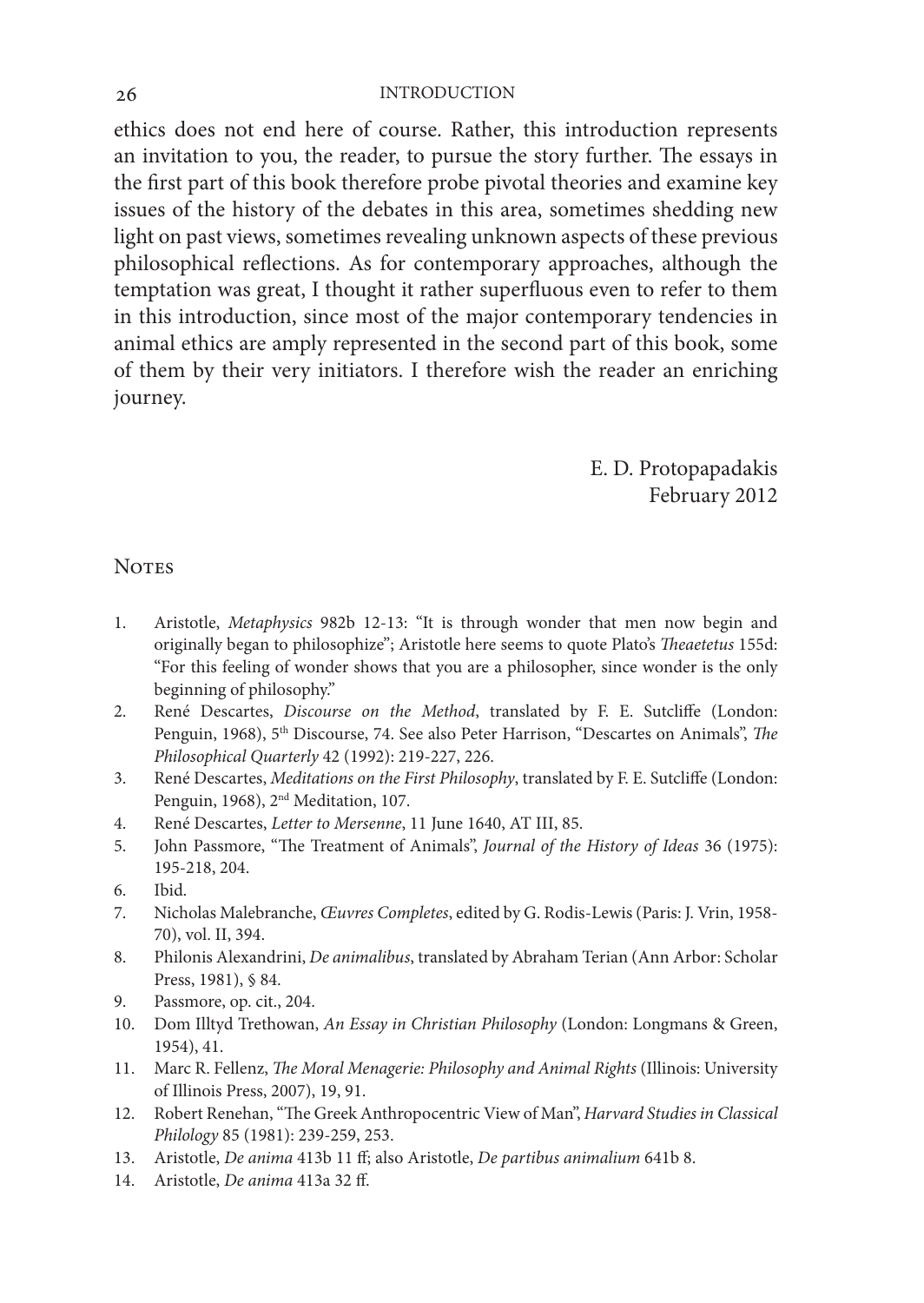ethics does not end here of course. Rather, this introduction represents an invitation to you, the reader, to pursue the story further. The essays in the first part of this book therefore probe pivotal theories and examine key issues of the history of the debates in this area, sometimes shedding new light on past views, sometimes revealing unknown aspects of these previous philosophical reflections. As for contemporary approaches, although the temptation was great, I thought it rather superfluous even to refer to them in this introduction, since most of the major contemporary tendencies in animal ethics are amply represented in the second part of this book, some of them by their very initiators. I therefore wish the reader an enriching journey.

E. D. Protopapadakis
February 2012

## Notes

1. Aristotle, *Metaphysics* 982b 12-13: "It is through wonder that men now begin and originally began to philosophize"; Aristotle here seems to quote Plato's *Theaetetus* 155d: "For this feeling of wonder shows that you are a philosopher, since wonder is the only beginning of philosophy."
2. René Descartes, *Discourse on the Method*, translated by F. E. Sutcliffe (London: Penguin, 1968), 5th Discourse, 74. See also Peter Harrison, "Descartes on Animals", *The Philosophical Quarterly* 42 (1992): 219-227, 226.
3. René Descartes, *Meditations on the First Philosophy*, translated by F. E. Sutcliffe (London: Penguin, 1968), 2nd Meditation, 107.
4. René Descartes, *Letter to Mersenne*, 11 June 1640, AT III, 85.
5. John Passmore, "The Treatment of Animals", *Journal of the History of Ideas* 36 (1975): 195-218, 204.
6. Ibid.
7. Nicholas Malebranche, *Œuvres Completes*, edited by G. Rodis-Lewis (Paris: J. Vrin, 1958-70), vol. II, 394.
8. Philonis Alexandrini, *De animalibus*, translated by Abraham Terian (Ann Arbor: Scholar Press, 1981), § 84.
9. Passmore, op. cit., 204.
10. Dom Illtyd Trethowan, *An Essay in Christian Philosophy* (London: Longmans & Green, 1954), 41.
11. Marc R. Fellenz, *The Moral Menagerie: Philosophy and Animal Rights* (Illinois: University of Illinois Press, 2007), 19, 91.
12. Robert Renehan, "The Greek Anthropocentric View of Man", *Harvard Studies in Classical Philology* 85 (1981): 239-259, 253.
13. Aristotle, *De anima* 413b 11 ff; also Aristotle, *De partibus animalium* 641b 8.
14. Aristotle, *De anima* 413a 32 ff.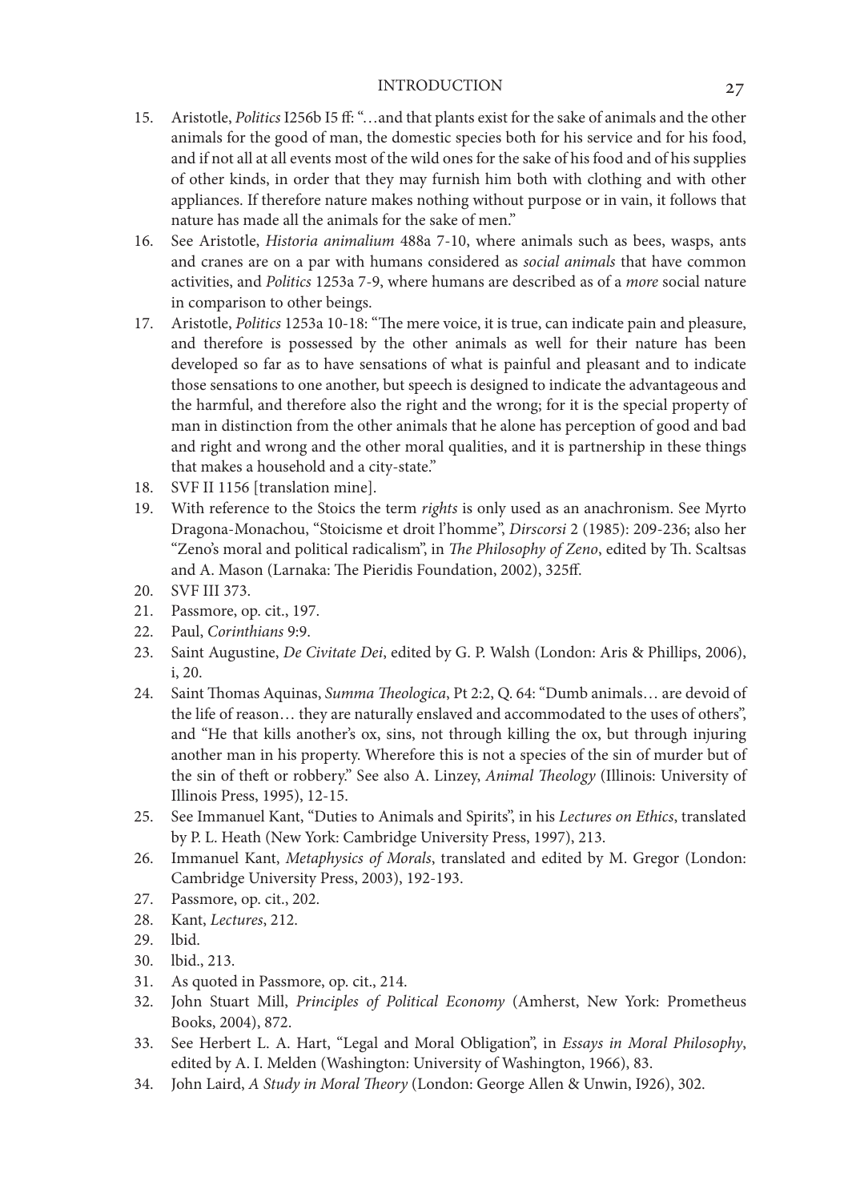15. Aristotle, *Politics* I256b I5 ff: "…and that plants exist for the sake of animals and the other animals for the good of man, the domestic species both for his service and for his food, and if not all at all events most of the wild ones for the sake of his food and of his supplies of other kinds, in order that they may furnish him both with clothing and with other appliances. If therefore nature makes nothing without purpose or in vain, it follows that nature has made all the animals for the sake of men."
16. See Aristotle, *Historia animalium* 488a 7-10, where animals such as bees, wasps, ants and cranes are on a par with humans considered as *social animals* that have common activities, and *Politics* 1253a 7-9, where humans are described as of a *more* social nature in comparison to other beings.
17. Aristotle, *Politics* 1253a 10-18: "The mere voice, it is true, can indicate pain and pleasure, and therefore is possessed by the other animals as well for their nature has been developed so far as to have sensations of what is painful and pleasant and to indicate those sensations to one another, but speech is designed to indicate the advantageous and the harmful, and therefore also the right and the wrong; for it is the special property of man in distinction from the other animals that he alone has perception of good and bad and right and wrong and the other moral qualities, and it is partnership in these things that makes a household and a city-state."
18. SVF II 1156 [translation mine].
19. With reference to the Stoics the term *rights* is only used as an anachronism. See Myrto Dragona-Monachou, "Stoicisme et droit l'homme", *Dirscorsi* 2 (1985): 209-236; also her "Zeno's moral and political radicalism", in *The Philosophy of Zeno*, edited by Th. Scaltsas and A. Mason (Larnaka: The Pieridis Foundation, 2002), 325ff.
20. SVF III 373.
21. Passmore, op. cit., 197.
22. Paul, *Corinthians* 9:9.
23. Saint Augustine, *De Civitate Dei*, edited by G. P. Walsh (London: Aris & Phillips, 2006), i, 20.
24. Saint Thomas Aquinas, *Summa Theologica*, Pt 2:2, Q. 64: "Dumb animals… are devoid of the life of reason… they are naturally enslaved and accommodated to the uses of others", and "He that kills another's ox, sins, not through killing the ox, but through injuring another man in his property. Wherefore this is not a species of the sin of murder but of the sin of theft or robbery." See also A. Linzey, *Animal Theology* (Illinois: University of Illinois Press, 1995), 12-15.
25. See Immanuel Kant, "Duties to Animals and Spirits", in his *Lectures on Ethics*, translated by P. L. Heath (New York: Cambridge University Press, 1997), 213.
26. Immanuel Kant, *Metaphysics of Morals*, translated and edited by M. Gregor (London: Cambridge University Press, 2003), 192-193.
27. Passmore, op. cit., 202.
28. Kant, *Lectures*, 212.
29. lbid.
30. lbid., 213.
31. As quoted in Passmore, op. cit., 214.
32. John Stuart Mill, *Principles of Political Economy* (Amherst, New York: Prometheus Books, 2004), 872.
33. See Herbert L. A. Hart, "Legal and Moral Obligation", in *Essays in Moral Philosophy*, edited by A. I. Melden (Washington: University of Washington, 1966), 83.
34. John Laird, *A Study in Moral Theory* (London: George Allen & Unwin, I926), 302.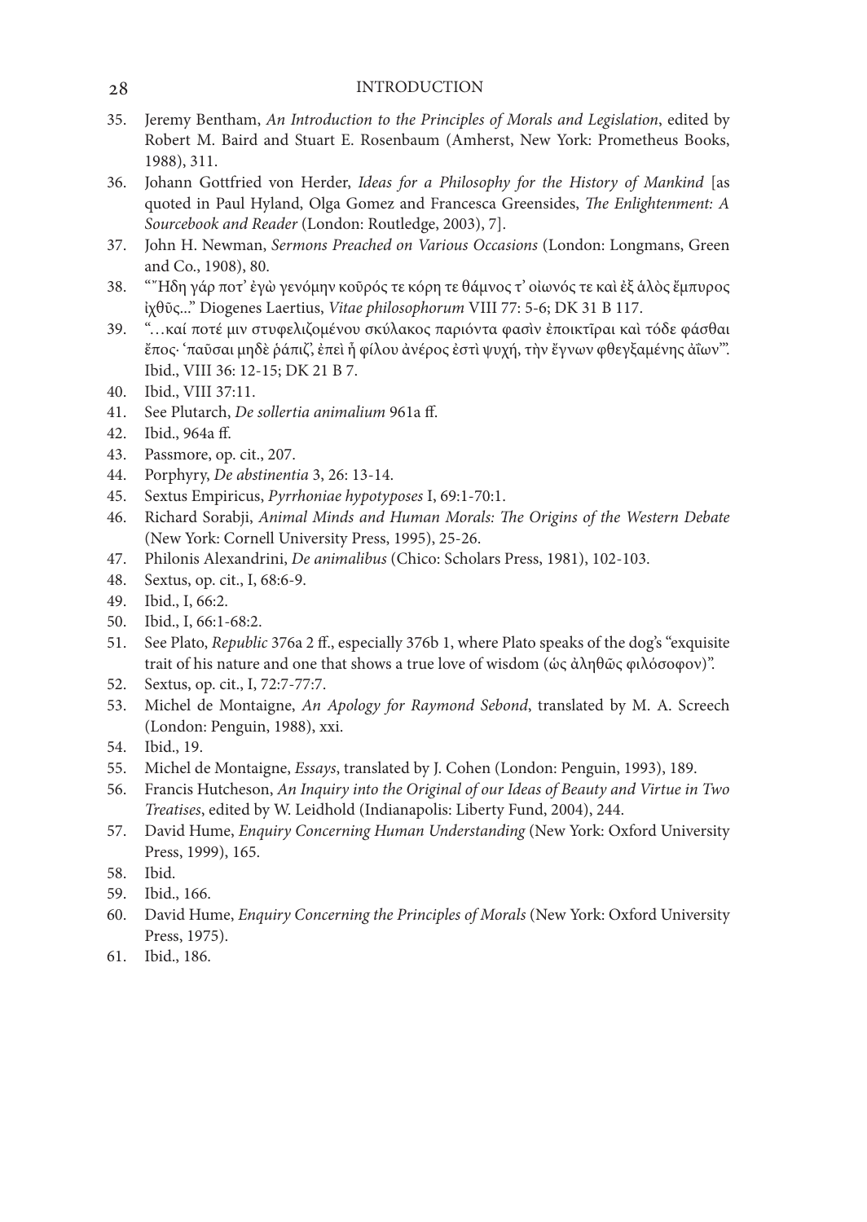35. Jeremy Bentham, *An Introduction to the Principles of Morals and Legislation*, edited by Robert M. Baird and Stuart E. Rosenbaum (Amherst, New York: Prometheus Books, 1988), 311.
36. Johann Gottfried von Herder, *Ideas for a Philosophy for the History of Mankind* [as quoted in Paul Hyland, Olga Gomez and Francesca Greensides, *The Enlightenment: A Sourcebook and Reader* (London: Routledge, 2003), 7].
37. John H. Newman, *Sermons Preached on Various Occasions* (London: Longmans, Green and Co., 1908), 80.
38. "Ἤδη γάρ ποτ᾽ ἐγὼ γενόμην κοῦρός τε κόρη τε θάμνος τ᾽ οἰωνός τε καὶ ἐξ ἁλὸς ἔμπυρος ἰχθῦς..." Diogenes Laertius, *Vitae philosophorum* VIII 77: 5-6; DK 31 B 117.
39. "…καί ποτέ μιν στυφελιζομένου σκύλακος παριόντα φασὶν ἐποικτῖραι καὶ τόδε φάσθαι ἔπος· 'παῦσαι μηδὲ ῥάπιζ᾽, ἐπεὶ ἦ φίλου ἀνέρος ἐστὶ ψυχή, τὴν ἔγνων φθεγξαμένης ἀΐων'". Ibid., VIII 36: 12-15; DK 21 B 7.
40. Ibid., VIII 37:11.
41. See Plutarch, *De sollertia animalium* 961a ff.
42. Ibid., 964a ff.
43. Passmore, op. cit., 207.
44. Porphyry, *De abstinentia* 3, 26: 13-14.
45. Sextus Empiricus, *Pyrrhoniae hypotyposes* I, 69:1-70:1.
46. Richard Sorabji, *Animal Minds and Human Morals: The Origins of the Western Debate* (New York: Cornell University Press, 1995), 25-26.
47. Philonis Alexandrini, *De animalibus* (Chico: Scholars Press, 1981), 102-103.
48. Sextus, op. cit., I, 68:6-9.
49. Ibid., I, 66:2.
50. Ibid., I, 66:1-68:2.
51. See Plato, *Republic* 376a 2 ff., especially 376b 1, where Plato speaks of the dog's "exquisite trait of his nature and one that shows a true love of wisdom (ὡς ἀληθῶς φιλόσοφον)".
52. Sextus, op. cit., I, 72:7-77:7.
53. Michel de Montaigne, *An Apology for Raymond Sebond*, translated by M. A. Screech (London: Penguin, 1988), xxi.
54. Ibid., 19.
55. Michel de Montaigne, *Essays*, translated by J. Cohen (London: Penguin, 1993), 189.
56. Francis Hutcheson, *An Inquiry into the Original of our Ideas of Beauty and Virtue in Two Treatises*, edited by W. Leidhold (Indianapolis: Liberty Fund, 2004), 244.
57. David Hume, *Enquiry Concerning Human Understanding* (New York: Oxford University Press, 1999), 165.
58. Ibid.
59. Ibid., 166.
60. David Hume, *Enquiry Concerning the Principles of Morals* (New York: Oxford University Press, 1975).
61. Ibid., 186.